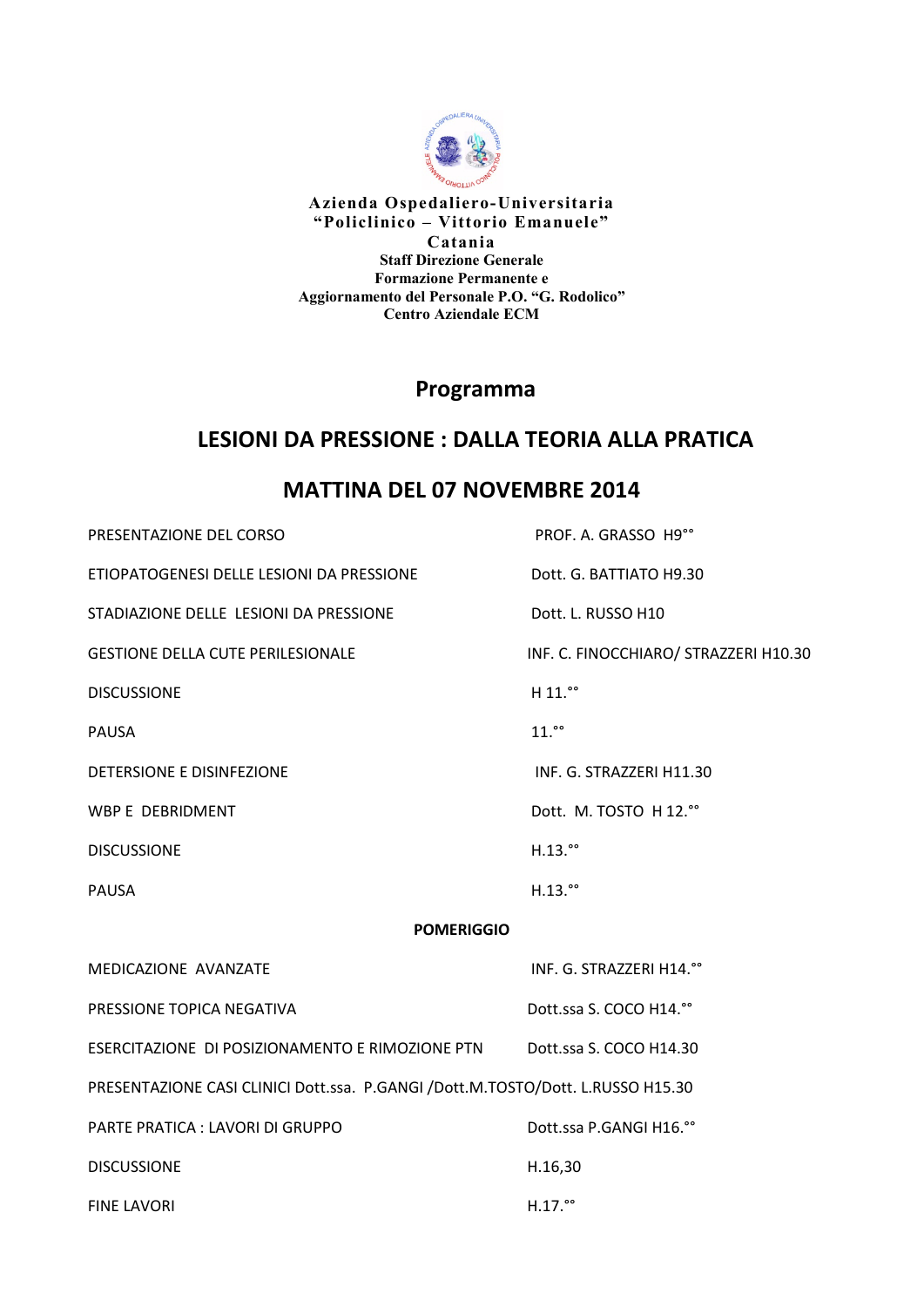**Azienda Ospedaliero-Universitaria**
**"Policlinico – Vittorio Emanuele"**
**Catania**
**Staff Direzione Generale**
**Formazione Permanente e**
**Aggiornamento del Personale P.O. "G. Rodolico"**
**Centro Aziendale ECM**

# Programma

## LESIONI DA PRESSIONE : DALLA TEORIA ALLA PRATICA

## MATTINA DEL 07 NOVEMBRE 2014

| | |
|---|---|
| PRESENTAZIONE DEL CORSO | PROF. A. GRASSO H9°° |
| ETIOPATOGENESI DELLE LESIONI DA PRESSIONE | Dott. G. BATTIATO H9.30 |
| STADIAZIONE DELLE LESIONI DA PRESSIONE | Dott. L. RUSSO H10 |
| GESTIONE DELLA CUTE PERILESIONALE | INF. C. FINOCCHIARO/ STRAZZERI H10.30 |
| DISCUSSIONE | H 11.°° |
| PAUSA | 11.°° |
| DETERSIONE E DISINFEZIONE | INF. G. STRAZZERI H11.30 |
| WBP E DEBRIDMENT | Dott. M. TOSTO H 12.°° |
| DISCUSSIONE | H.13.°° |
| PAUSA | H.13.°° |

**POMERIGGIO**

| | |
|---|---|
| MEDICAZIONE AVANZATE | INF. G. STRAZZERI H14.°° |
| PRESSIONE TOPICA NEGATIVA | Dott.ssa S. COCO H14.°° |
| ESERCITAZIONE DI POSIZIONAMENTO E RIMOZIONE PTN | Dott.ssa S. COCO H14.30 |

PRESENTAZIONE CASI CLINICI Dott.ssa. P.GANGI /Dott.M.TOSTO/Dott. L.RUSSO H15.30

| | |
|---|---|
| PARTE PRATICA : LAVORI DI GRUPPO | Dott.ssa P.GANGI H16.°° |
| DISCUSSIONE | H.16,30 |
| FINE LAVORI | H.17.°° |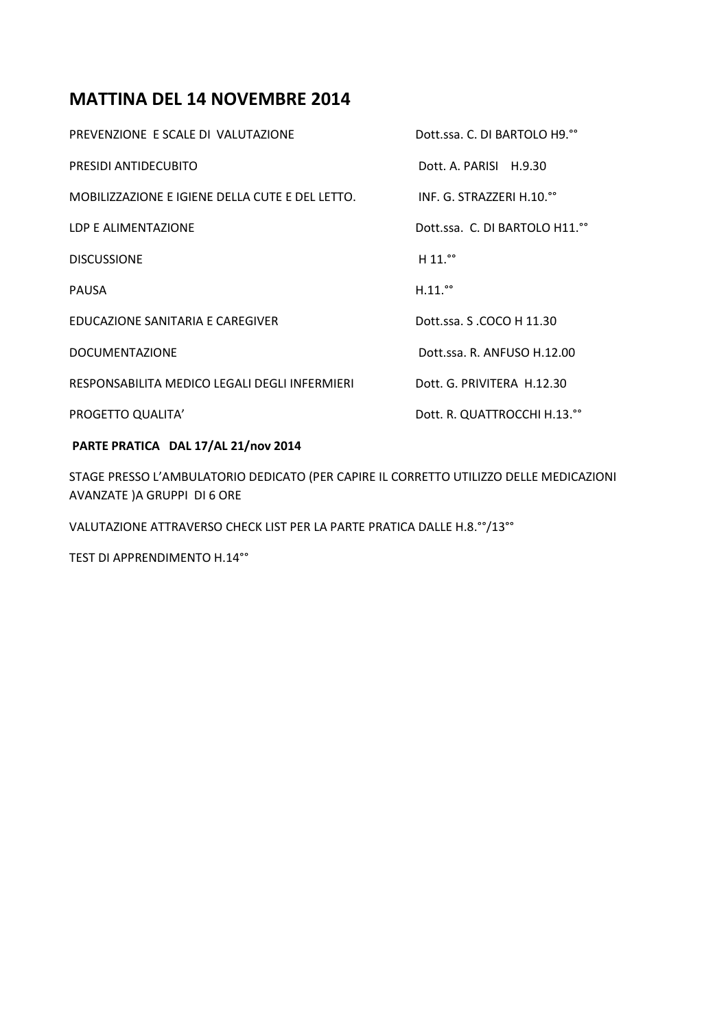## MATTINA DEL 14 NOVEMBRE 2014

| | |
|---|---|
| PREVENZIONE E SCALE DI VALUTAZIONE | Dott.ssa. C. DI BARTOLO H9.°° |
| PRESIDI ANTIDECUBITO | Dott. A. PARISI H.9.30 |
| MOBILIZZAZIONE E IGIENE DELLA CUTE E DEL LETTO. | INF. G. STRAZZERI H.10.°° |
| LDP E ALIMENTAZIONE | Dott.ssa. C. DI BARTOLO H11.°° |
| DISCUSSIONE | H 11.°° |
| PAUSA | H.11.°° |
| EDUCAZIONE SANITARIA E CAREGIVER | Dott.ssa. S .COCO H 11.30 |
| DOCUMENTAZIONE | Dott.ssa. R. ANFUSO H.12.00 |
| RESPONSABILITA MEDICO LEGALI DEGLI INFERMIERI | Dott. G. PRIVITERA H.12.30 |
| PROGETTO QUALITA' | Dott. R. QUATTROCCHI H.13.°° |

**PARTE PRATICA DAL 17/AL 21/nov 2014**

STAGE PRESSO L'AMBULATORIO DEDICATO (PER CAPIRE IL CORRETTO UTILIZZO DELLE MEDICAZIONI AVANZATE )A GRUPPI DI 6 ORE

VALUTAZIONE ATTRAVERSO CHECK LIST PER LA PARTE PRATICA DALLE H.8.°°/13°°

TEST DI APPRENDIMENTO H.14°°